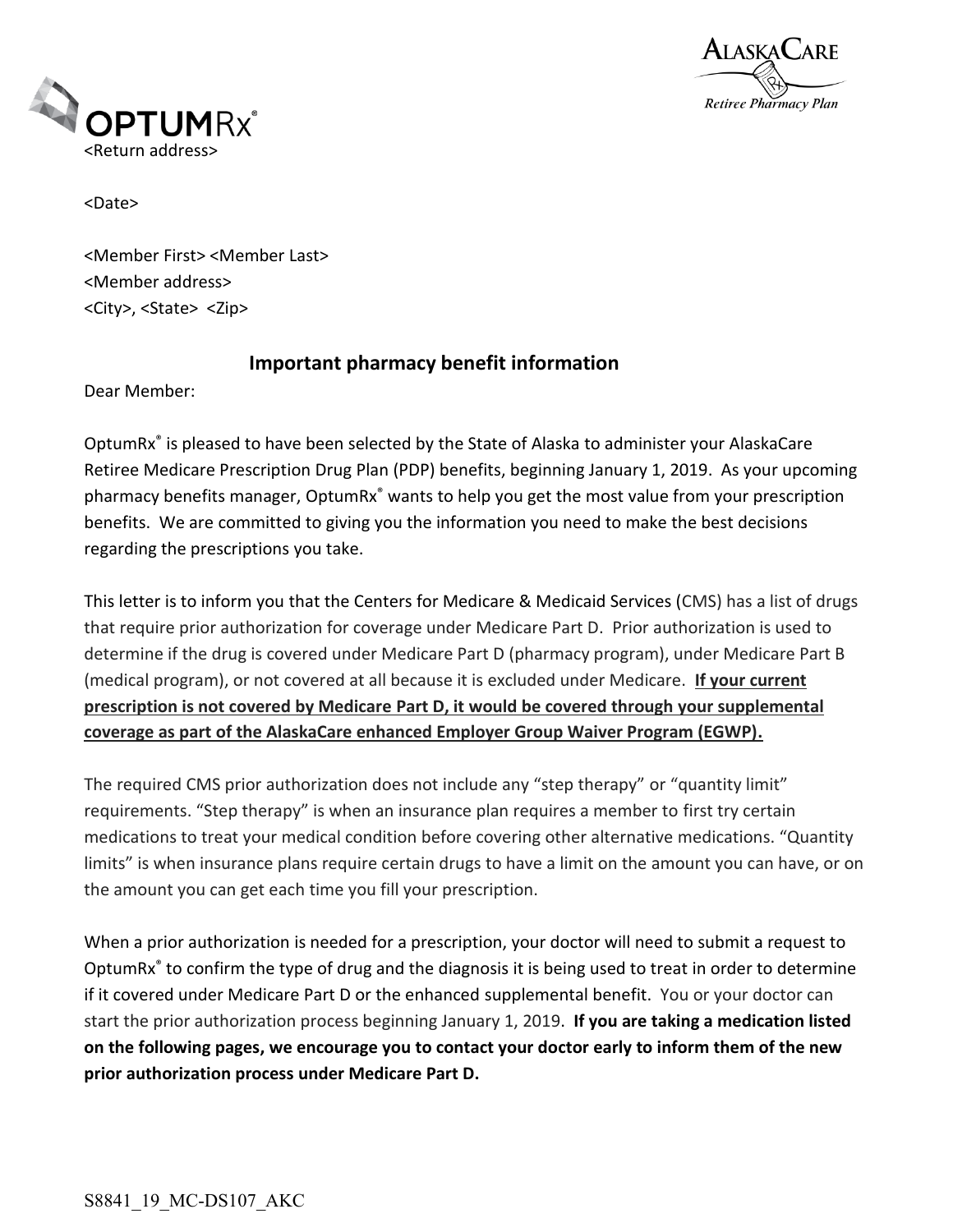<Return address>

<Date>

<Member First> <Member Last>
<Member address>
<City>, <State> <Zip>

## Important pharmacy benefit information

Dear Member:

OptumRx® is pleased to have been selected by the State of Alaska to administer your AlaskaCare Retiree Medicare Prescription Drug Plan (PDP) benefits, beginning January 1, 2019. As your upcoming pharmacy benefits manager, OptumRx® wants to help you get the most value from your prescription benefits. We are committed to giving you the information you need to make the best decisions regarding the prescriptions you take.

This letter is to inform you that the Centers for Medicare & Medicaid Services (CMS) has a list of drugs that require prior authorization for coverage under Medicare Part D. Prior authorization is used to determine if the drug is covered under Medicare Part D (pharmacy program), under Medicare Part B (medical program), or not covered at all because it is excluded under Medicare. **<u>If your current prescription is not covered by Medicare Part D, it would be covered through your supplemental coverage as part of the AlaskaCare enhanced Employer Group Waiver Program (EGWP).</u>**

The required CMS prior authorization does not include any "step therapy" or "quantity limit" requirements. "Step therapy" is when an insurance plan requires a member to first try certain medications to treat your medical condition before covering other alternative medications. "Quantity limits" is when insurance plans require certain drugs to have a limit on the amount you can have, or on the amount you can get each time you fill your prescription.

When a prior authorization is needed for a prescription, your doctor will need to submit a request to OptumRx® to confirm the type of drug and the diagnosis it is being used to treat in order to determine if it covered under Medicare Part D or the enhanced supplemental benefit. You or your doctor can start the prior authorization process beginning January 1, 2019. **If you are taking a medication listed on the following pages, we encourage you to contact your doctor early to inform them of the new prior authorization process under Medicare Part D.**

S8841_19_MC-DS107_AKC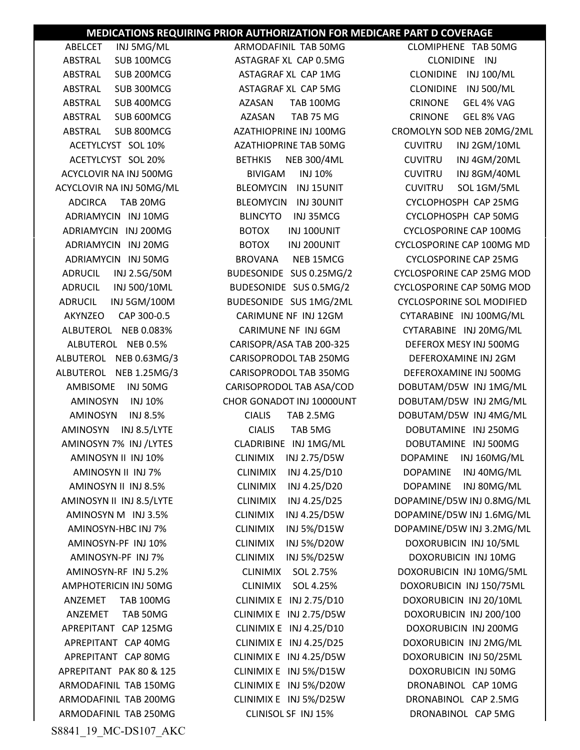# MEDICATIONS REQUIRING PRIOR AUTHORIZATION FOR MEDICARE PART D COVERAGE

ABELCET INJ 5MG/ML
ABSTRAL SUB 100MCG
ABSTRAL SUB 200MCG
ABSTRAL SUB 300MCG
ABSTRAL SUB 400MCG
ABSTRAL SUB 600MCG
ABSTRAL SUB 800MCG
ACETYLCYST SOL 10%
ACETYLCYST SOL 20%
ACYCLOVIR NA INJ 500MG
ACYCLOVIR NA INJ 50MG/ML
ADCIRCA TAB 20MG
ADRIAMYCIN INJ 10MG
ADRIAMYCIN INJ 200MG
ADRIAMYCIN INJ 20MG
ADRIAMYCIN INJ 50MG
ADRUCIL INJ 2.5G/50M
ADRUCIL INJ 500/10ML
ADRUCIL INJ 5GM/100M
AKYNZEO CAP 300-0.5
ALBUTEROL NEB 0.083%
ALBUTEROL NEB 0.5%
ALBUTEROL NEB 0.63MG/3
ALBUTEROL NEB 1.25MG/3
AMBISOME INJ 50MG
AMINOSYN INJ 10%
AMINOSYN INJ 8.5%
AMINOSYN INJ 8.5/LYTE
AMINOSYN 7% INJ /LYTES
AMINOSYN II INJ 10%
AMINOSYN II INJ 7%
AMINOSYN II INJ 8.5%
AMINOSYN II INJ 8.5/LYTE
AMINOSYN M INJ 3.5%
AMINOSYN-HBC INJ 7%
AMINOSYN-PF INJ 10%
AMINOSYN-PF INJ 7%
AMINOSYN-RF INJ 5.2%
AMPHOTERICIN INJ 50MG
ANZEMET TAB 100MG
ANZEMET TAB 50MG
APREPITANT CAP 125MG
APREPITANT CAP 40MG
APREPITANT CAP 80MG
APREPITANT PAK 80 & 125
ARMODAFINIL TAB 150MG
ARMODAFINIL TAB 200MG
ARMODAFINIL TAB 250MG
ARMODAFINIL TAB 50MG
ASTAGRAF XL CAP 0.5MG
ASTAGRAF XL CAP 1MG
ASTAGRAF XL CAP 5MG
AZASAN TAB 100MG
AZASAN TAB 75 MG
AZATHIOPRINE INJ 100MG
AZATHIOPRINE TAB 50MG
BETHKIS NEB 300/4ML
BIVIGAM INJ 10%
BLEOMYCIN INJ 15UNIT
BLEOMYCIN INJ 30UNIT
BLINCYTO INJ 35MCG
BOTOX INJ 100UNIT
BOTOX INJ 200UNIT
BROVANA NEB 15MCG
BUDESONIDE SUS 0.25MG/2
BUDESONIDE SUS 0.5MG/2
BUDESONIDE SUS 1MG/2ML
CARIMUNE NF INJ 12GM
CARIMUNE NF INJ 6GM
CARISOPR/ASA TAB 200-325
CARISOPRODOL TAB 250MG
CARISOPRODOL TAB 350MG
CARISOPRODOL TAB ASA/COD
CHOR GONADOT INJ 10000UNT
CIALIS TAB 2.5MG
CIALIS TAB 5MG
CLADRIBINE INJ 1MG/ML
CLINIMIX INJ 2.75/D5W
CLINIMIX INJ 4.25/D10
CLINIMIX INJ 4.25/D20
CLINIMIX INJ 4.25/D25
CLINIMIX INJ 4.25/D5W
CLINIMIX INJ 5%/D15W
CLINIMIX INJ 5%/D20W
CLINIMIX INJ 5%/D25W
CLINIMIX SOL 2.75%
CLINIMIX SOL 4.25%
CLINIMIX E INJ 2.75/D10
CLINIMIX E INJ 2.75/D5W
CLINIMIX E INJ 4.25/D10
CLINIMIX E INJ 4.25/D25
CLINIMIX E INJ 4.25/D5W
CLINIMIX E INJ 5%/D15W
CLINIMIX E INJ 5%/D20W
CLINIMIX E INJ 5%/D25W
CLINISOL SF INJ 15%
CLOMIPHENE TAB 50MG
CLONIDINE INJ
CLONIDINE INJ 100/ML
CLONIDINE INJ 500/ML
CRINONE GEL 4% VAG
CRINONE GEL 8% VAG
CROMOLYN SOD NEB 20MG/2ML
CUVITRU INJ 2GM/10ML
CUVITRU INJ 4GM/20ML
CUVITRU INJ 8GM/40ML
CUVITRU SOL 1GM/5ML
CYCLOPHOSPH CAP 25MG
CYCLOPHOSPH CAP 50MG
CYCLOSPORINE CAP 100MG
CYCLOSPORINE CAP 100MG MD
CYCLOSPORINE CAP 25MG
CYCLOSPORINE CAP 25MG MOD
CYCLOSPORINE CAP 50MG MOD
CYCLOSPORINE SOL MODIFIED
CYTARABINE INJ 100MG/ML
CYTARABINE INJ 20MG/ML
DEFEROX MESY INJ 500MG
DEFEROXAMINE INJ 2GM
DEFEROXAMINE INJ 500MG
DOBUTAM/D5W INJ 1MG/ML
DOBUTAM/D5W INJ 2MG/ML
DOBUTAM/D5W INJ 4MG/ML
DOBUTAMINE INJ 250MG
DOBUTAMINE INJ 500MG
DOPAMINE INJ 160MG/ML
DOPAMINE INJ 40MG/ML
DOPAMINE INJ 80MG/ML
DOPAMINE/D5W INJ 0.8MG/ML
DOPAMINE/D5W INJ 1.6MG/ML
DOPAMINE/D5W INJ 3.2MG/ML
DOXORUBICIN INJ 10/5ML
DOXORUBICIN INJ 10MG
DOXORUBICIN INJ 10MG/5ML
DOXORUBICIN INJ 150/75ML
DOXORUBICIN INJ 20/10ML
DOXORUBICIN INJ 200/100
DOXORUBICIN INJ 200MG
DOXORUBICIN INJ 2MG/ML
DOXORUBICIN INJ 50/25ML
DOXORUBICIN INJ 50MG
DRONABINOL CAP 10MG
DRONABINOL CAP 2.5MG
DRONABINOL CAP 5MG

S8841_19_MC-DS107_AKC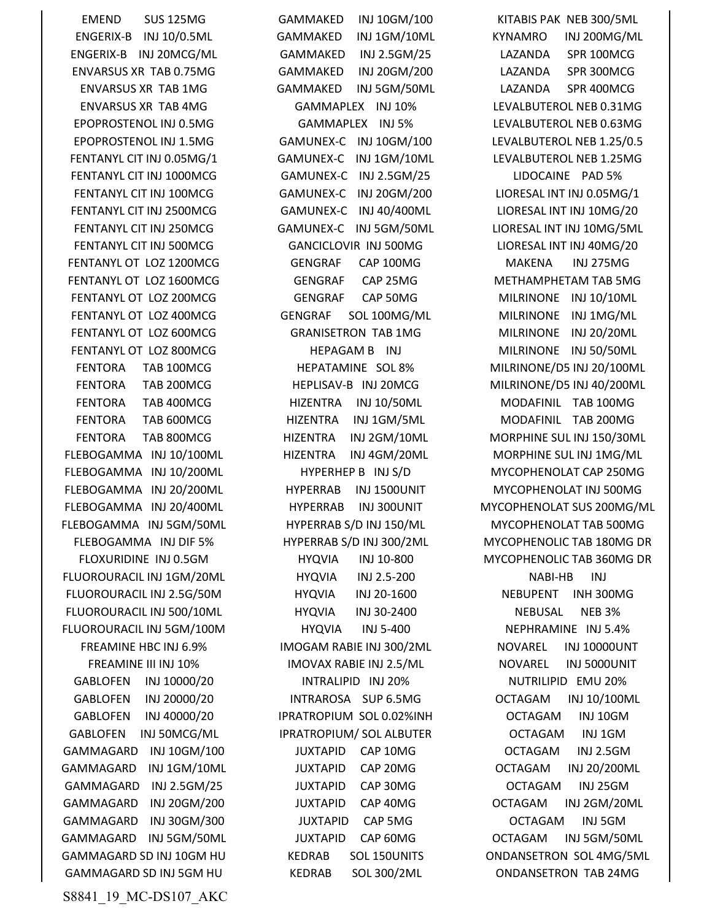EMEND SUS 125MG
ENGERIX-B INJ 10/0.5ML
ENGERIX-B INJ 20MCG/ML
ENVARSUS XR TAB 0.75MG
ENVARSUS XR TAB 1MG
ENVARSUS XR TAB 4MG
EPOPROSTENOL INJ 0.5MG
EPOPROSTENOL INJ 1.5MG
FENTANYL CIT INJ 0.05MG/1
FENTANYL CIT INJ 1000MCG
FENTANYL CIT INJ 100MCG
FENTANYL CIT INJ 2500MCG
FENTANYL CIT INJ 250MCG
FENTANYL CIT INJ 500MCG
FENTANYL OT LOZ 1200MCG
FENTANYL OT LOZ 1600MCG
FENTANYL OT LOZ 200MCG
FENTANYL OT LOZ 400MCG
FENTANYL OT LOZ 600MCG
FENTANYL OT LOZ 800MCG
FENTORA TAB 100MCG
FENTORA TAB 200MCG
FENTORA TAB 400MCG
FENTORA TAB 600MCG
FENTORA TAB 800MCG
FLEBOGAMMA INJ 10/100ML
FLEBOGAMMA INJ 10/200ML
FLEBOGAMMA INJ 20/200ML
FLEBOGAMMA INJ 20/400ML
FLEBOGAMMA INJ 5GM/50ML
FLEBOGAMMA INJ DIF 5%
FLOXURIDINE INJ 0.5GM
FLUOROURACIL INJ 1GM/20ML
FLUOROURACIL INJ 2.5G/50M
FLUOROURACIL INJ 500/10ML
FLUOROURACIL INJ 5GM/100M
FREAMINE HBC INJ 6.9%
FREAMINE III INJ 10%
GABLOFEN INJ 10000/20
GABLOFEN INJ 20000/20
GABLOFEN INJ 40000/20
GABLOFEN INJ 50MCG/ML
GAMMAGARD INJ 10GM/100
GAMMAGARD INJ 1GM/10ML
GAMMAGARD INJ 2.5GM/25
GAMMAGARD INJ 20GM/200
GAMMAGARD INJ 30GM/300
GAMMAGARD INJ 5GM/50ML
GAMMAGARD SD INJ 10GM HU
GAMMAGARD SD INJ 5GM HU

GAMMAKED INJ 10GM/100
GAMMAKED INJ 1GM/10ML
GAMMAKED INJ 2.5GM/25
GAMMAKED INJ 20GM/200
GAMMAKED INJ 5GM/50ML
GAMMAPLEX INJ 10%
GAMMAPLEX INJ 5%
GAMUNEX-C INJ 10GM/100
GAMUNEX-C INJ 1GM/10ML
GAMUNEX-C INJ 2.5GM/25
GAMUNEX-C INJ 20GM/200
GAMUNEX-C INJ 40/400ML
GAMUNEX-C INJ 5GM/50ML
GANCICLOVIR INJ 500MG
GENGRAF CAP 100MG
GENGRAF CAP 25MG
GENGRAF CAP 50MG
GENGRAF SOL 100MG/ML
GRANISETRON TAB 1MG
HEPAGAM B INJ
HEPATAMINE SOL 8%
HEPLISAV-B INJ 20MCG
HIZENTRA INJ 10/50ML
HIZENTRA INJ 1GM/5ML
HIZENTRA INJ 2GM/10ML
HIZENTRA INJ 4GM/20ML
HYPERHEP B INJ S/D
HYPERRAB INJ 1500UNIT
HYPERRAB INJ 300UNIT
HYPERRAB S/D INJ 150/ML
HYPERRAB S/D INJ 300/2ML
HYQVIA INJ 10-800
HYQVIA INJ 2.5-200
HYQVIA INJ 20-1600
HYQVIA INJ 30-2400
HYQVIA INJ 5-400
IMOGAM RABIE INJ 300/2ML
IMOVAX RABIE INJ 2.5/ML
INTRALIPID INJ 20%
INTRAROSA SUP 6.5MG
IPRATROPIUM SOL 0.02%INH
IPRATROPIUM/ SOL ALBUTER
JUXTAPID CAP 10MG
JUXTAPID CAP 20MG
JUXTAPID CAP 30MG
JUXTAPID CAP 40MG
JUXTAPID CAP 5MG
JUXTAPID CAP 60MG
KEDRAB SOL 150UNITS
KEDRAB SOL 300/2ML

KITABIS PAK NEB 300/5ML
KYNAMRO INJ 200MG/ML
LAZANDA SPR 100MCG
LAZANDA SPR 300MCG
LAZANDA SPR 400MCG
LEVALBUTEROL NEB 0.31MG
LEVALBUTEROL NEB 0.63MG
LEVALBUTEROL NEB 1.25/0.5
LEVALBUTEROL NEB 1.25MG
LIDOCAINE PAD 5%
LIORESAL INT INJ 0.05MG/1
LIORESAL INT INJ 10MG/20
LIORESAL INT INJ 10MG/5ML
LIORESAL INT INJ 40MG/20
MAKENA INJ 275MG
METHAMPHETAM TAB 5MG
MILRINONE INJ 10/10ML
MILRINONE INJ 1MG/ML
MILRINONE INJ 20/20ML
MILRINONE INJ 50/50ML
MILRINONE/D5 INJ 20/100ML
MILRINONE/D5 INJ 40/200ML
MODAFINIL TAB 100MG
MODAFINIL TAB 200MG
MORPHINE SUL INJ 150/30ML
MORPHINE SUL INJ 1MG/ML
MYCOPHENOLAT CAP 250MG
MYCOPHENOLAT INJ 500MG
MYCOPHENOLAT SUS 200MG/ML
MYCOPHENOLAT TAB 500MG
MYCOPHENOLIC TAB 180MG DR
MYCOPHENOLIC TAB 360MG DR
NABI-HB INJ
NEBUPENT INH 300MG
NEBUSAL NEB 3%
NEPHRAMINE INJ 5.4%
NOVAREL INJ 10000UNT
NOVAREL INJ 5000UNIT
NUTRILIPID EMU 20%
OCTAGAM INJ 10/100ML
OCTAGAM INJ 10GM
OCTAGAM INJ 1GM
OCTAGAM INJ 2.5GM
OCTAGAM INJ 20/200ML
OCTAGAM INJ 25GM
OCTAGAM INJ 2GM/20ML
OCTAGAM INJ 5GM
OCTAGAM INJ 5GM/50ML
ONDANSETRON SOL 4MG/5ML
ONDANSETRON TAB 24MG

S8841_19_MC-DS107_AKC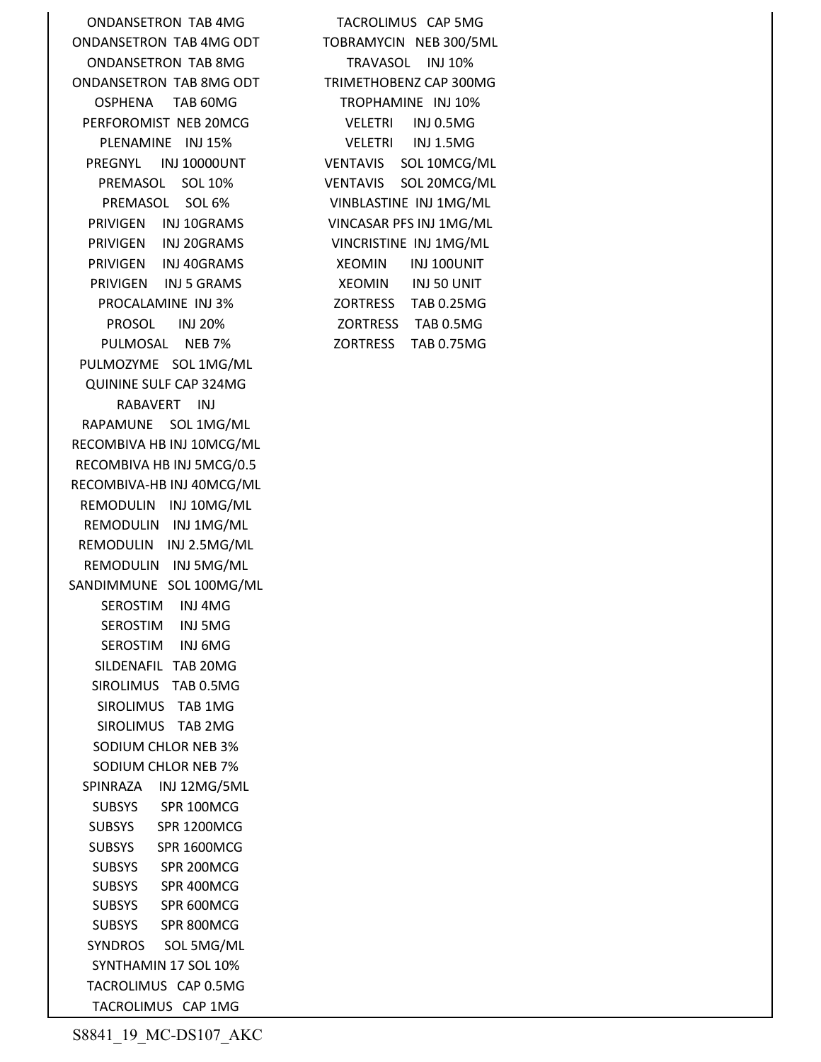ONDANSETRON TAB 4MG
ONDANSETRON TAB 4MG ODT
ONDANSETRON TAB 8MG
ONDANSETRON TAB 8MG ODT
OSPHENA TAB 60MG
PERFOROMIST NEB 20MCG
PLENAMINE INJ 15%
PREGNYL INJ 10000UNT
PREMASOL SOL 10%
PREMASOL SOL 6%
PRIVIGEN INJ 10GRAMS
PRIVIGEN INJ 20GRAMS
PRIVIGEN INJ 40GRAMS
PRIVIGEN INJ 5 GRAMS
PROCALAMINE INJ 3%
PROSOL INJ 20%
PULMOSAL NEB 7%
PULMOZYME SOL 1MG/ML
QUININE SULF CAP 324MG
RABAVERT INJ
RAPAMUNE SOL 1MG/ML
RECOMBIVA HB INJ 10MCG/ML
RECOMBIVA HB INJ 5MCG/0.5
RECOMBIVA-HB INJ 40MCG/ML
REMODULIN INJ 10MG/ML
REMODULIN INJ 1MG/ML
REMODULIN INJ 2.5MG/ML
REMODULIN INJ 5MG/ML
SANDIMMUNE SOL 100MG/ML
SEROSTIM INJ 4MG
SEROSTIM INJ 5MG
SEROSTIM INJ 6MG
SILDENAFIL TAB 20MG
SIROLIMUS TAB 0.5MG
SIROLIMUS TAB 1MG
SIROLIMUS TAB 2MG
SODIUM CHLOR NEB 3%
SODIUM CHLOR NEB 7%
SPINRAZA INJ 12MG/5ML
SUBSYS SPR 100MCG
SUBSYS SPR 1200MCG
SUBSYS SPR 1600MCG
SUBSYS SPR 200MCG
SUBSYS SPR 400MCG
SUBSYS SPR 600MCG
SUBSYS SPR 800MCG
SYNDROS SOL 5MG/ML
SYNTHAMIN 17 SOL 10%
TACROLIMUS CAP 0.5MG
TACROLIMUS CAP 1MG
TACROLIMUS CAP 5MG
TOBRAMYCIN NEB 300/5ML
TRAVASOL INJ 10%
TRIMETHOBENZ CAP 300MG
TROPHAMINE INJ 10%
VELETRI INJ 0.5MG
VELETRI INJ 1.5MG
VENTAVIS SOL 10MCG/ML
VENTAVIS SOL 20MCG/ML
VINBLASTINE INJ 1MG/ML
VINCASAR PFS INJ 1MG/ML
VINCRISTINE INJ 1MG/ML
XEOMIN INJ 100UNIT
XEOMIN INJ 50 UNIT
ZORTRESS TAB 0.25MG
ZORTRESS TAB 0.5MG
ZORTRESS TAB 0.75MG

S8841_19_MC-DS107_AKC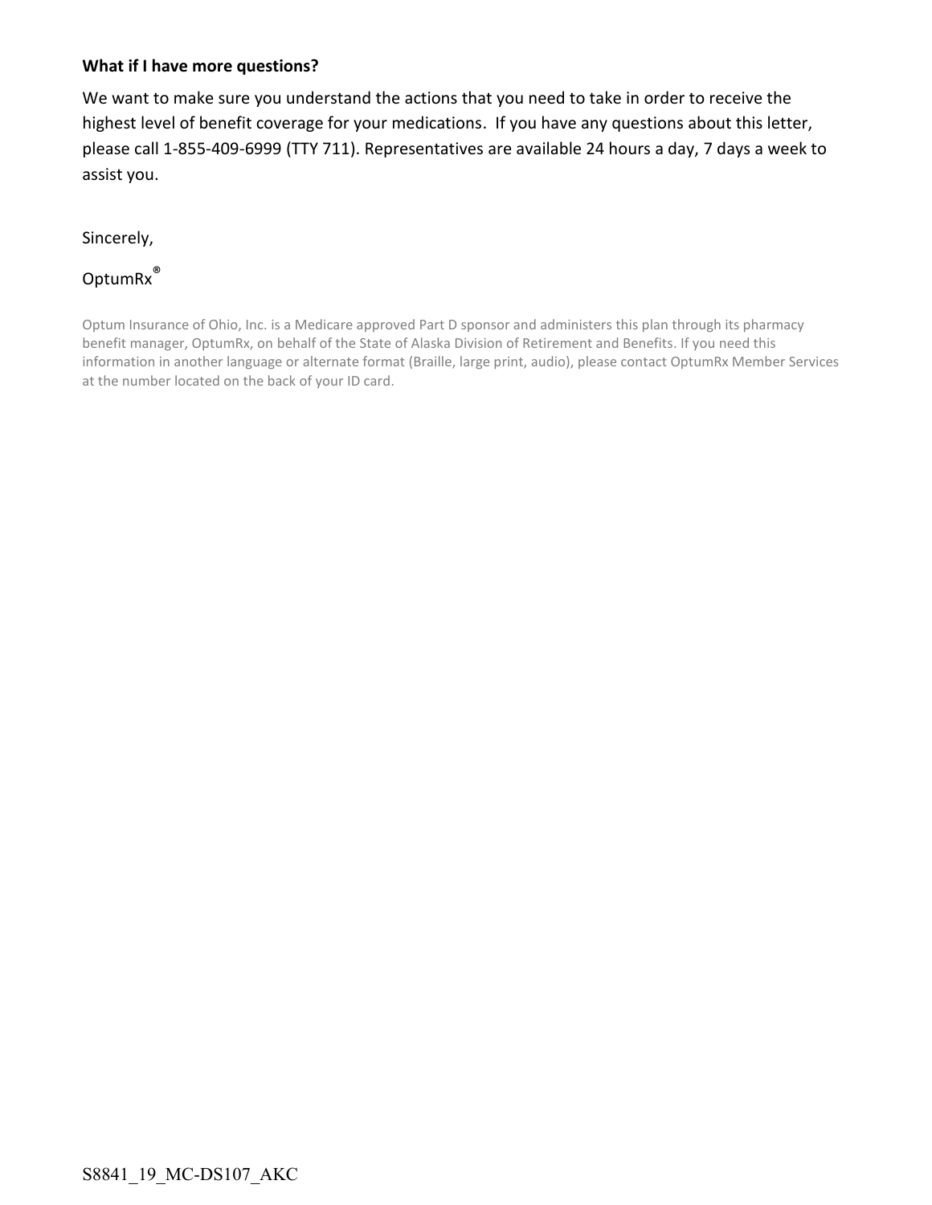**What if I have more questions?**

We want to make sure you understand the actions that you need to take in order to receive the highest level of benefit coverage for your medications. If you have any questions about this letter, please call 1-855-409-6999 (TTY 711). Representatives are available 24 hours a day, 7 days a week to assist you.

Sincerely,

OptumRx®

Optum Insurance of Ohio, Inc. is a Medicare approved Part D sponsor and administers this plan through its pharmacy benefit manager, OptumRx, on behalf of the State of Alaska Division of Retirement and Benefits. If you need this information in another language or alternate format (Braille, large print, audio), please contact OptumRx Member Services at the number located on the back of your ID card.

S8841_19_MC-DS107_AKC